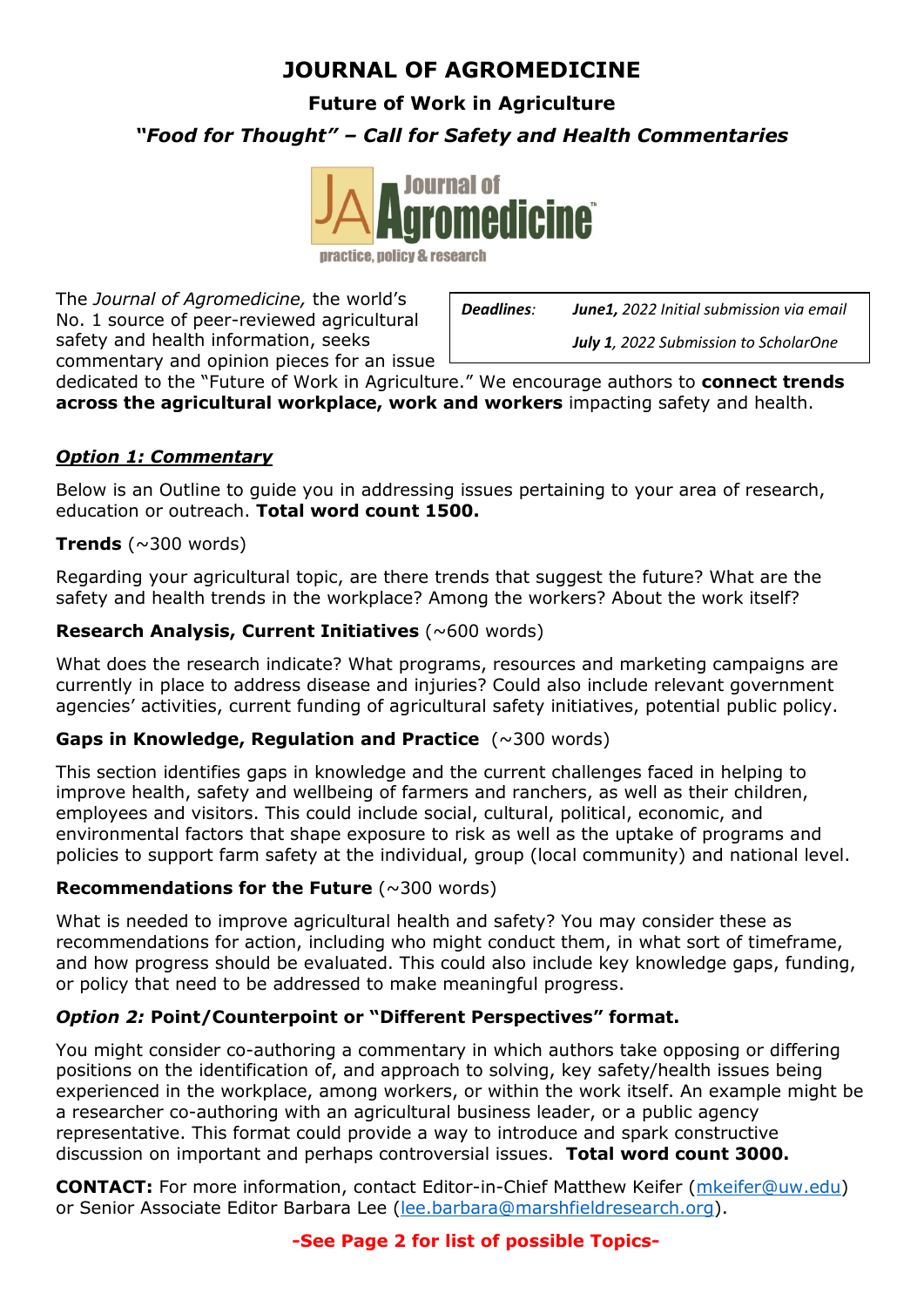# JOURNAL OF AGROMEDICINE

## Future of Work in Agriculture

### *"Food for Thought" – Call for Safety and Health Commentaries*

Journal of Agromedicine
practice, policy & research

| *Deadlines:* | ***June1,*** *2022 Initial submission via email* |
|---|---|
| | ***July 1****, 2022 Submission to ScholarOne* |

The *Journal of Agromedicine,* the world's No. 1 source of peer-reviewed agricultural safety and health information, seeks commentary and opinion pieces for an issue dedicated to the "Future of Work in Agriculture." We encourage authors to **connect trends across the agricultural workplace, work and workers** impacting safety and health.

### ***Option 1: Commentary***

Below is an Outline to guide you in addressing issues pertaining to your area of research, education or outreach. **Total word count 1500.**

**Trends** (~300 words)

Regarding your agricultural topic, are there trends that suggest the future? What are the safety and health trends in the workplace? Among the workers? About the work itself?

**Research Analysis, Current Initiatives** (~600 words)

What does the research indicate? What programs, resources and marketing campaigns are currently in place to address disease and injuries? Could also include relevant government agencies' activities, current funding of agricultural safety initiatives, potential public policy.

**Gaps in Knowledge, Regulation and Practice** (~300 words)

This section identifies gaps in knowledge and the current challenges faced in helping to improve health, safety and wellbeing of farmers and ranchers, as well as their children, employees and visitors. This could include social, cultural, political, economic, and environmental factors that shape exposure to risk as well as the uptake of programs and policies to support farm safety at the individual, group (local community) and national level.

**Recommendations for the Future** (~300 words)

What is needed to improve agricultural health and safety? You may consider these as recommendations for action, including who might conduct them, in what sort of timeframe, and how progress should be evaluated. This could also include key knowledge gaps, funding, or policy that need to be addressed to make meaningful progress.

### ***Option 2:*** **Point/Counterpoint or "Different Perspectives" format.**

You might consider co-authoring a commentary in which authors take opposing or differing positions on the identification of, and approach to solving, key safety/health issues being experienced in the workplace, among workers, or within the work itself. An example might be a researcher co-authoring with an agricultural business leader, or a public agency representative. This format could provide a way to introduce and spark constructive discussion on important and perhaps controversial issues. **Total word count 3000.**

**CONTACT:** For more information, contact Editor-in-Chief Matthew Keifer (mkeifer@uw.edu) or Senior Associate Editor Barbara Lee (lee.barbara@marshfieldresearch.org).

**-See Page 2 for list of possible Topics-**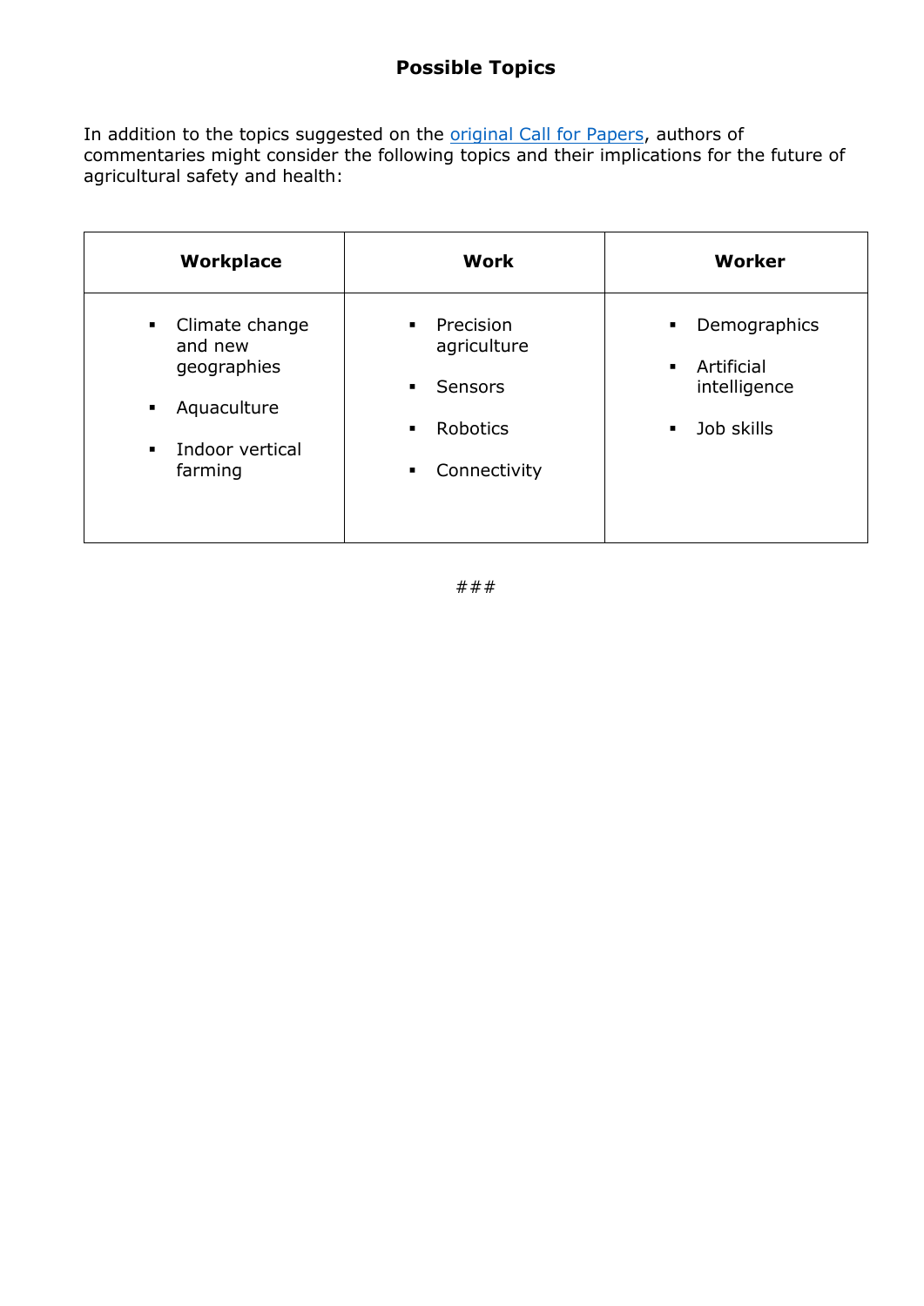## Possible Topics

In addition to the topics suggested on the original Call for Papers, authors of commentaries might consider the following topics and their implications for the future of agricultural safety and health:

| Workplace | Work | Worker |
|---|---|---|
| ▪ Climate change and new geographies<br>▪ Aquaculture<br>▪ Indoor vertical farming | ▪ Precision agriculture<br>▪ Sensors<br>▪ Robotics<br>▪ Connectivity | ▪ Demographics<br>▪ Artificial intelligence<br>▪ Job skills |

###